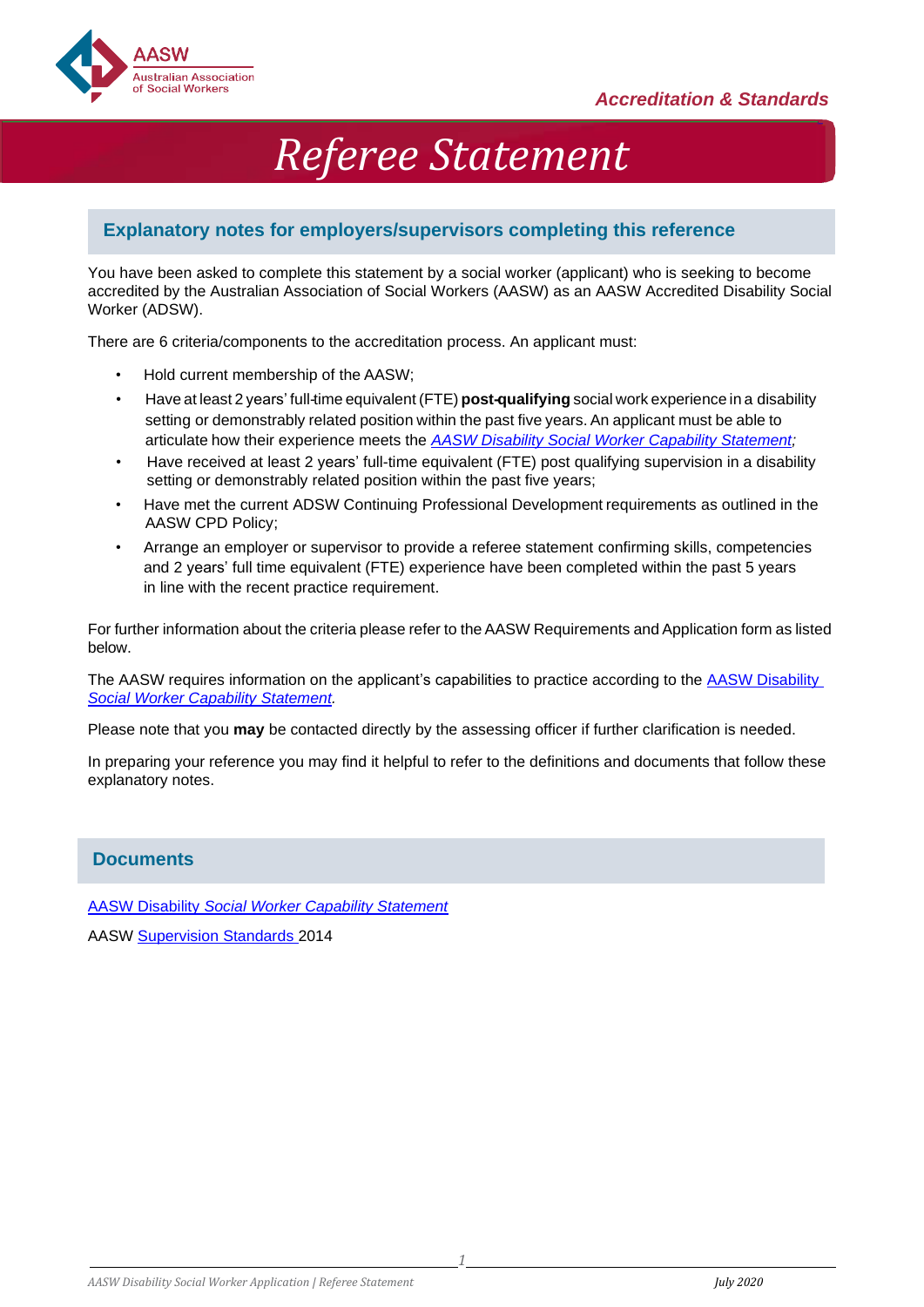Accreditation & Standards

# Referee Statement

## Explanatory notes for employers/supervisors completing this reference

You have been asked to complete this statement by a social worker (applicant) who is seeking to become accredited by the Australian Association of Social Workers (AASW) as an AASW Accredited Disability Social Worker (ADSW).

There are 6 criteria/components to the accreditation process. An applicant must:

- Hold current membership of the AASW;
- Have at least 2 years' full-time equivalent (FTE) **post-qualifying** social work experience in a disability setting or demonstrably related position within the past five years. An applicant must be able to articulate how their experience meets the *AASW Disability Social Worker Capability Statement;*
- Have received at least 2 years' full-time equivalent (FTE) post qualifying supervision in a disability setting or demonstrably related position within the past five years;
- Have met the current ADSW Continuing Professional Development requirements as outlined in the AASW CPD Policy;
- Arrange an employer or supervisor to provide a referee statement confirming skills, competencies and 2 years' full time equivalent (FTE) experience have been completed within the past 5 years in line with the recent practice requirement.

For further information about the criteria please refer to the AASW Requirements and Application form as listed below.

The AASW requires information on the applicant's capabilities to practice according to the AASW Disability *Social Worker Capability Statement.*

Please note that you **may** be contacted directly by the assessing officer if further clarification is needed.

In preparing your reference you may find it helpful to refer to the definitions and documents that follow these explanatory notes.

## Documents

AASW Disability *Social Worker Capability Statement*

AASW Supervision Standards 2014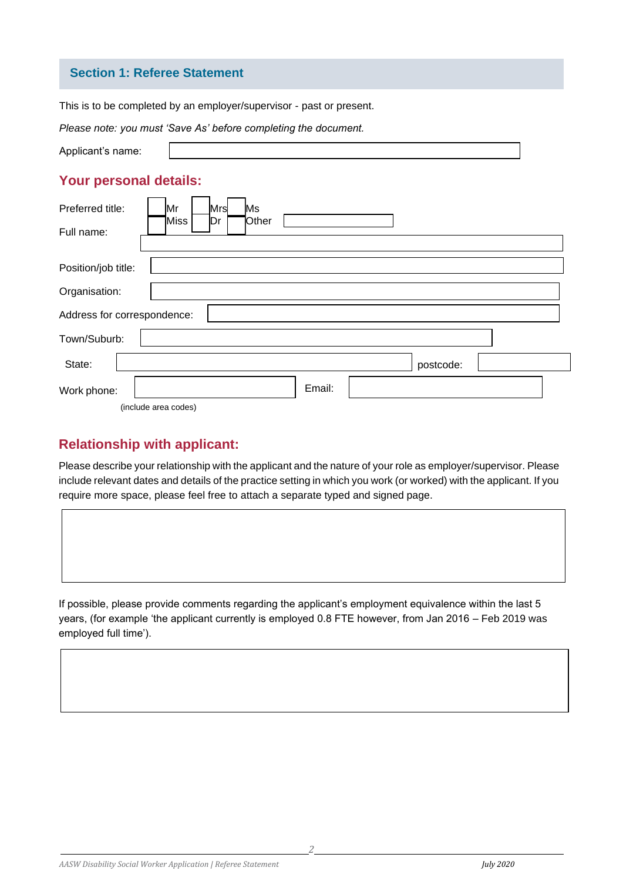## Section 1: Referee Statement

This is to be completed by an employer/supervisor - past or present.

*Please note: you must 'Save As' before completing the document.*

Applicant's name:

### Your personal details:

Preferred title: ☐ Mr ☐ Mrs ☐ Ms ☐ Miss ☐ Dr ☐ Other

Full name:

Position/job title:

Organisation:

Address for correspondence:

Town/Suburb:

State: postcode:

Work phone: Email:

(include area codes)

### Relationship with applicant:

Please describe your relationship with the applicant and the nature of your role as employer/supervisor. Please include relevant dates and details of the practice setting in which you work (or worked) with the applicant. If you require more space, please feel free to attach a separate typed and signed page.

If possible, please provide comments regarding the applicant's employment equivalence within the last 5 years, (for example 'the applicant currently is employed 0.8 FTE however, from Jan 2016 – Feb 2019 was employed full time').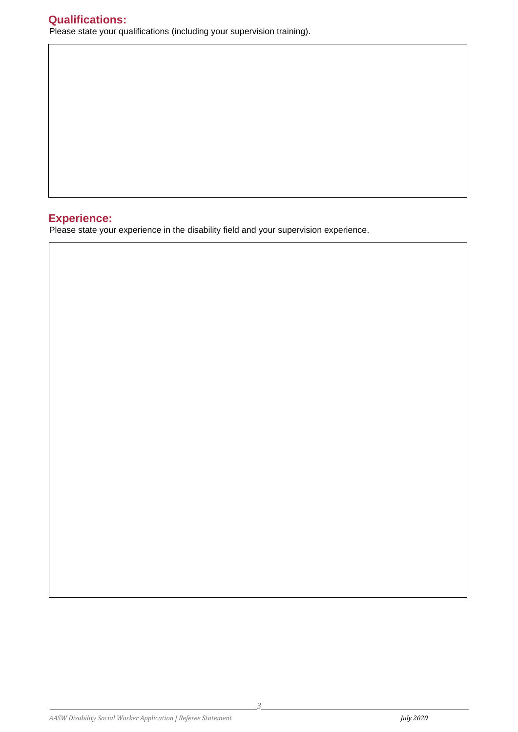## Qualifications:

Please state your qualifications (including your supervision training).

## Experience:

Please state your experience in the disability field and your supervision experience.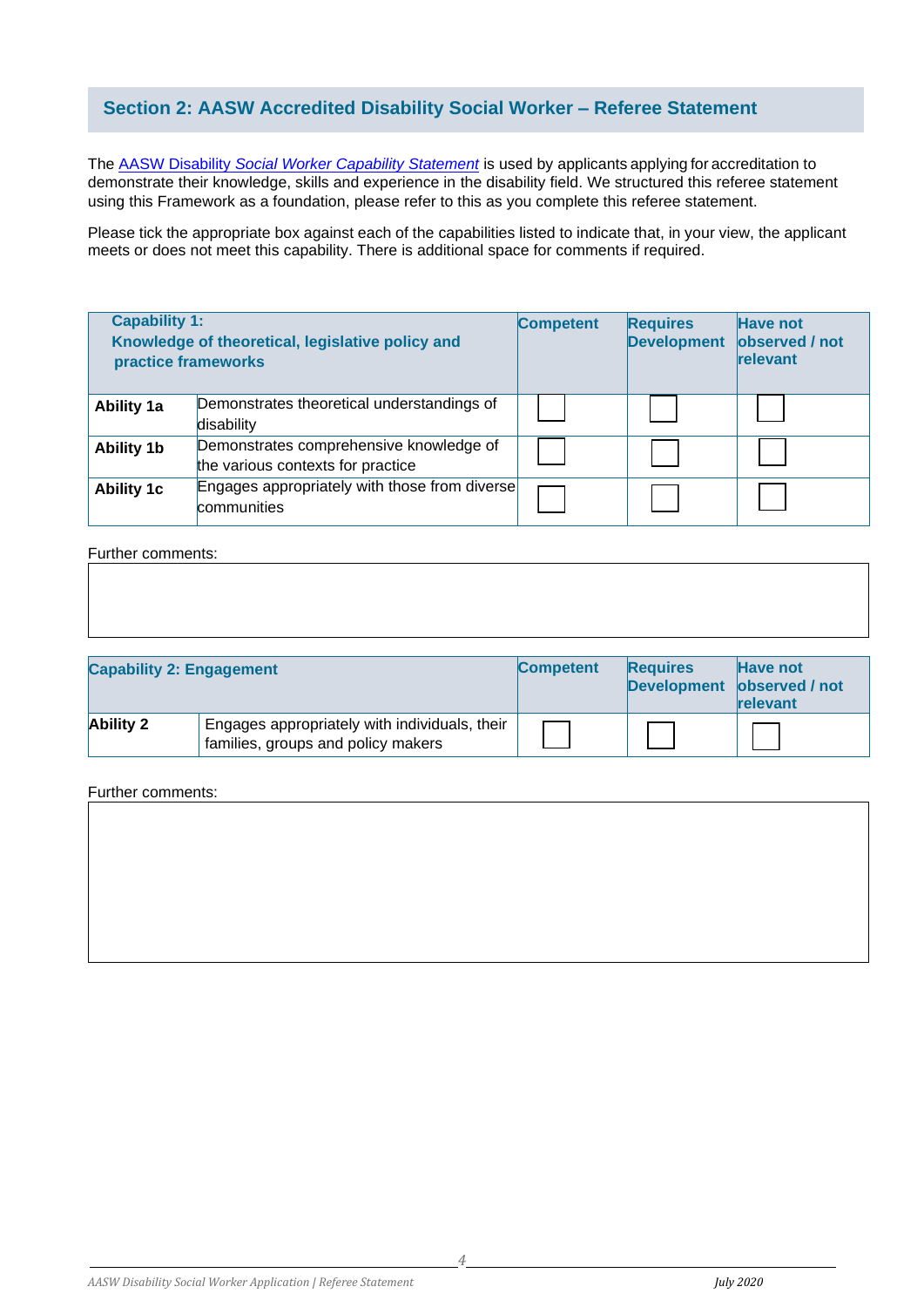## Section 2: AASW Accredited Disability Social Worker – Referee Statement

The [AASW Disability *Social Worker Capability Statement*] is used by applicants applying for accreditation to demonstrate their knowledge, skills and experience in the disability field. We structured this referee statement using this Framework as a foundation, please refer to this as you complete this referee statement.

Please tick the appropriate box against each of the capabilities listed to indicate that, in your view, the applicant meets or does not meet this capability. There is additional space for comments if required.

| **Capability 1: Knowledge of theoretical, legislative policy and practice frameworks** | | **Competent** | **Requires Development** | **Have not observed / not relevant** |
|---|---|---|---|---|
| **Ability 1a** | Demonstrates theoretical understandings of disability | ☐ | ☐ | ☐ |
| **Ability 1b** | Demonstrates comprehensive knowledge of the various contexts for practice | ☐ | ☐ | ☐ |
| **Ability 1c** | Engages appropriately with those from diverse communities | ☐ | ☐ | ☐ |

Further comments:

| **Capability 2: Engagement** | | **Competent** | **Requires Development** | **Have not observed / not relevant** |
|---|---|---|---|---|
| **Ability 2** | Engages appropriately with individuals, their families, groups and policy makers | ☐ | ☐ | ☐ |

Further comments: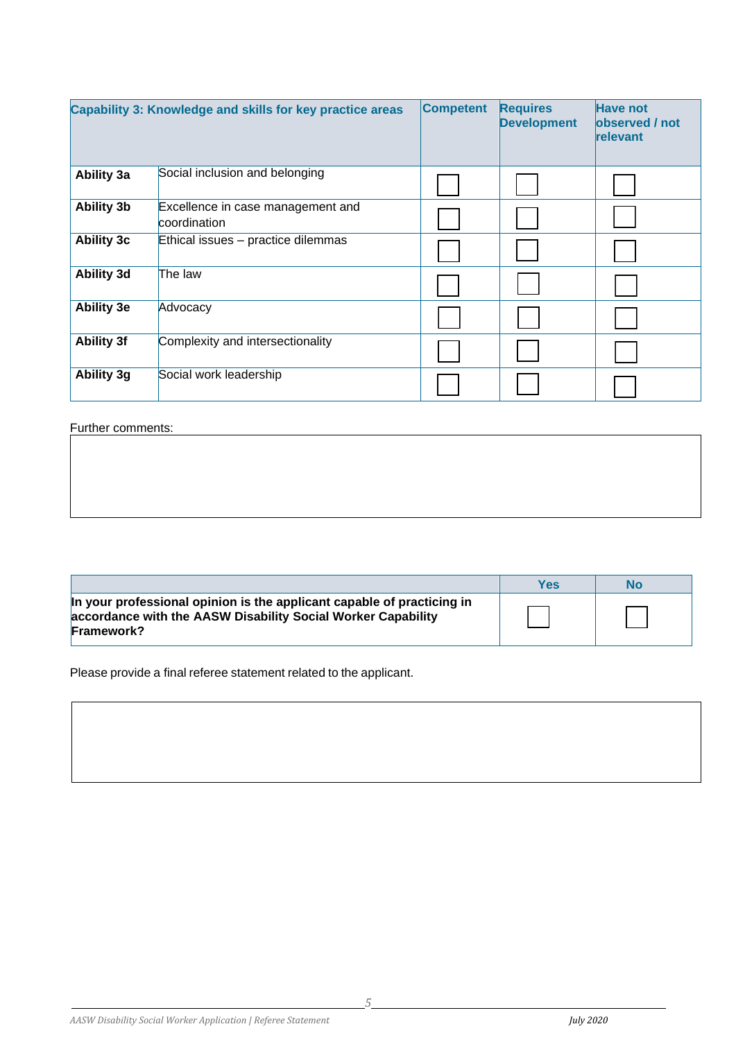| Capability 3: Knowledge and skills for key practice areas | | Competent | Requires Development | Have not observed / not relevant |
|---|---|---|---|---|
| **Ability 3a** | Social inclusion and belonging | ☐ | ☐ | ☐ |
| **Ability 3b** | Excellence in case management and coordination | ☐ | ☐ | ☐ |
| **Ability 3c** | Ethical issues – practice dilemmas | ☐ | ☐ | ☐ |
| **Ability 3d** | The law | ☐ | ☐ | ☐ |
| **Ability 3e** | Advocacy | ☐ | ☐ | ☐ |
| **Ability 3f** | Complexity and intersectionality | ☐ | ☐ | ☐ |
| **Ability 3g** | Social work leadership | ☐ | ☐ | ☐ |

Further comments:

| |
|---|
| |

| | Yes | No |
|---|---|---|
| **In your professional opinion is the applicant capable of practicing in accordance with the AASW Disability Social Worker Capability Framework?** | ☐ | ☐ |

Please provide a final referee statement related to the applicant.

| |
|---|
| |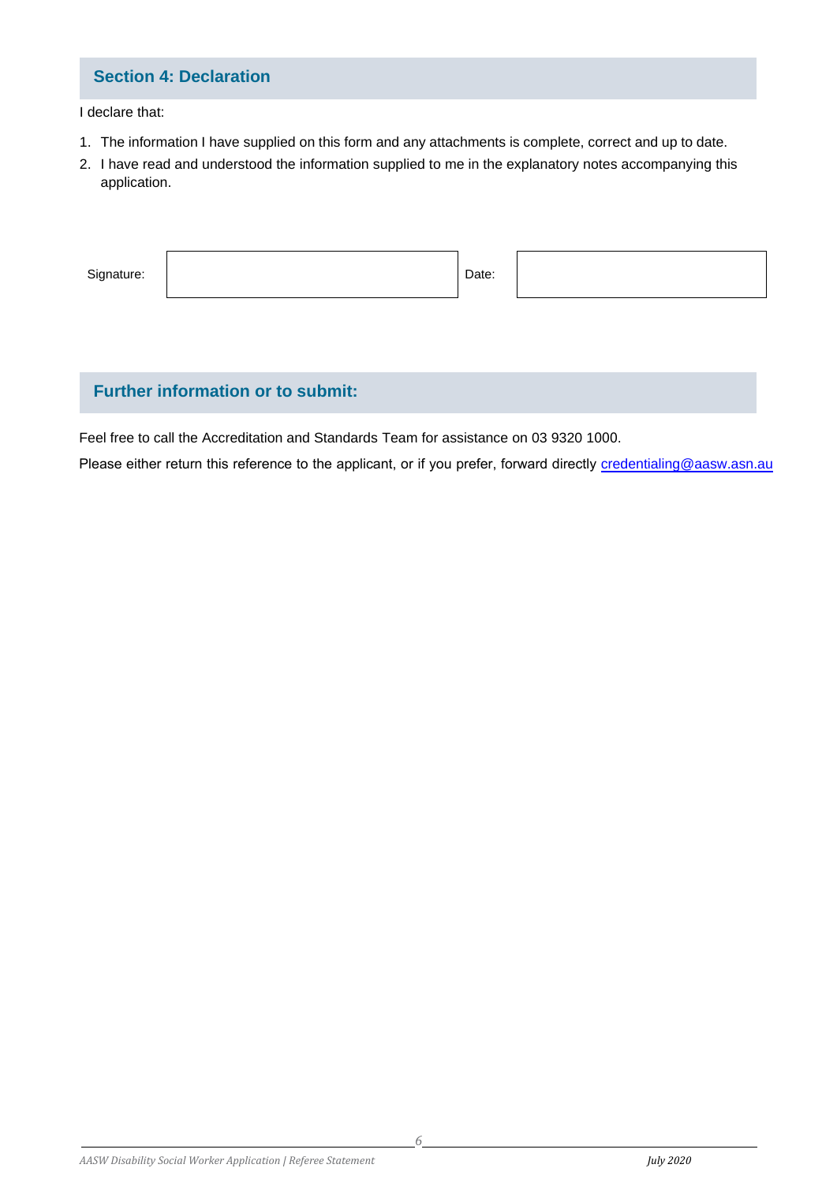## Section 4: Declaration

I declare that:

1. The information I have supplied on this form and any attachments is complete, correct and up to date.
2. I have read and understood the information supplied to me in the explanatory notes accompanying this application.

| | | | |
|---|---|---|---|
| Signature: | | Date: | |

## Further information or to submit:

Feel free to call the Accreditation and Standards Team for assistance on 03 9320 1000.

Please either return this reference to the applicant, or if you prefer, forward directly credentialing@aasw.asn.au